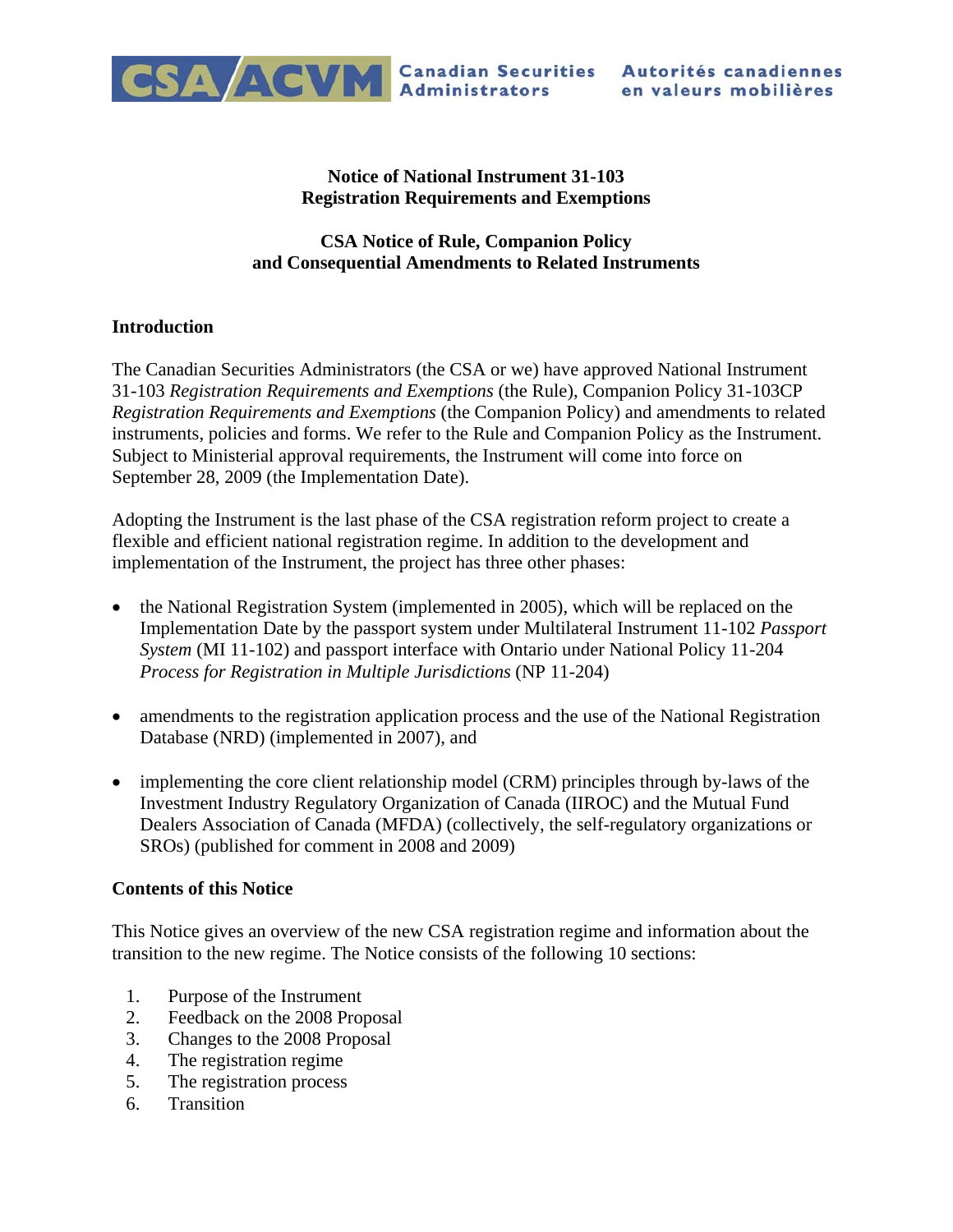CSA/ACVM Canadian Securities Administrators Autorités canadiennes en valeurs mobilières

**Notice of National Instrument 31-103**
**Registration Requirements and Exemptions**

**CSA Notice of Rule, Companion Policy**
**and Consequential Amendments to Related Instruments**

## Introduction

The Canadian Securities Administrators (the CSA or we) have approved National Instrument 31-103 *Registration Requirements and Exemptions* (the Rule), Companion Policy 31-103CP *Registration Requirements and Exemptions* (the Companion Policy) and amendments to related instruments, policies and forms. We refer to the Rule and Companion Policy as the Instrument. Subject to Ministerial approval requirements, the Instrument will come into force on September 28, 2009 (the Implementation Date).

Adopting the Instrument is the last phase of the CSA registration reform project to create a flexible and efficient national registration regime. In addition to the development and implementation of the Instrument, the project has three other phases:

- the National Registration System (implemented in 2005), which will be replaced on the Implementation Date by the passport system under Multilateral Instrument 11-102 *Passport System* (MI 11-102) and passport interface with Ontario under National Policy 11-204 *Process for Registration in Multiple Jurisdictions* (NP 11-204)
- amendments to the registration application process and the use of the National Registration Database (NRD) (implemented in 2007), and
- implementing the core client relationship model (CRM) principles through by-laws of the Investment Industry Regulatory Organization of Canada (IIROC) and the Mutual Fund Dealers Association of Canada (MFDA) (collectively, the self-regulatory organizations or SROs) (published for comment in 2008 and 2009)

## Contents of this Notice

This Notice gives an overview of the new CSA registration regime and information about the transition to the new regime. The Notice consists of the following 10 sections:

1. Purpose of the Instrument
2. Feedback on the 2008 Proposal
3. Changes to the 2008 Proposal
4. The registration regime
5. The registration process
6. Transition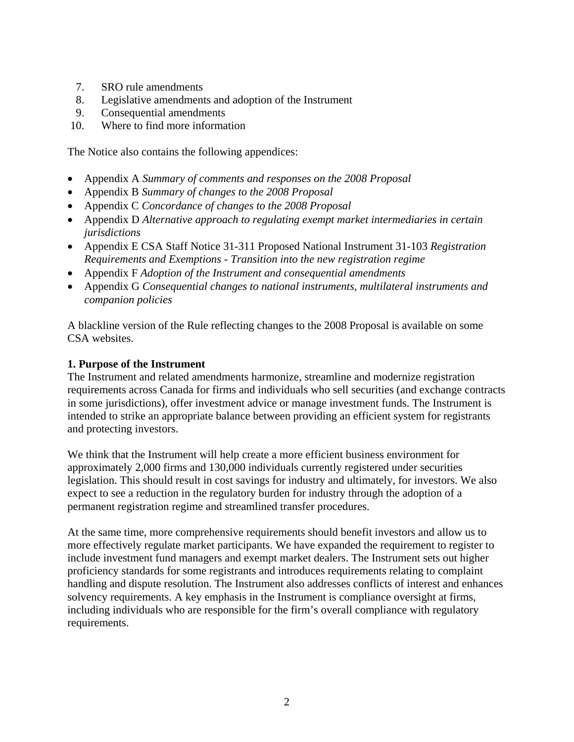7. SRO rule amendments
8. Legislative amendments and adoption of the Instrument
9. Consequential amendments
10. Where to find more information

The Notice also contains the following appendices:

- Appendix A *Summary of comments and responses on the 2008 Proposal*
- Appendix B *Summary of changes to the 2008 Proposal*
- Appendix C *Concordance of changes to the 2008 Proposal*
- Appendix D *Alternative approach to regulating exempt market intermediaries in certain jurisdictions*
- Appendix E CSA Staff Notice 31-311 Proposed National Instrument 31-103 *Registration Requirements and Exemptions - Transition into the new registration regime*
- Appendix F *Adoption of the Instrument and consequential amendments*
- Appendix G *Consequential changes to national instruments, multilateral instruments and companion policies*

A blackline version of the Rule reflecting changes to the 2008 Proposal is available on some CSA websites.

**1. Purpose of the Instrument**

The Instrument and related amendments harmonize, streamline and modernize registration requirements across Canada for firms and individuals who sell securities (and exchange contracts in some jurisdictions), offer investment advice or manage investment funds. The Instrument is intended to strike an appropriate balance between providing an efficient system for registrants and protecting investors.

We think that the Instrument will help create a more efficient business environment for approximately 2,000 firms and 130,000 individuals currently registered under securities legislation. This should result in cost savings for industry and ultimately, for investors. We also expect to see a reduction in the regulatory burden for industry through the adoption of a permanent registration regime and streamlined transfer procedures.

At the same time, more comprehensive requirements should benefit investors and allow us to more effectively regulate market participants. We have expanded the requirement to register to include investment fund managers and exempt market dealers. The Instrument sets out higher proficiency standards for some registrants and introduces requirements relating to complaint handling and dispute resolution. The Instrument also addresses conflicts of interest and enhances solvency requirements. A key emphasis in the Instrument is compliance oversight at firms, including individuals who are responsible for the firm's overall compliance with regulatory requirements.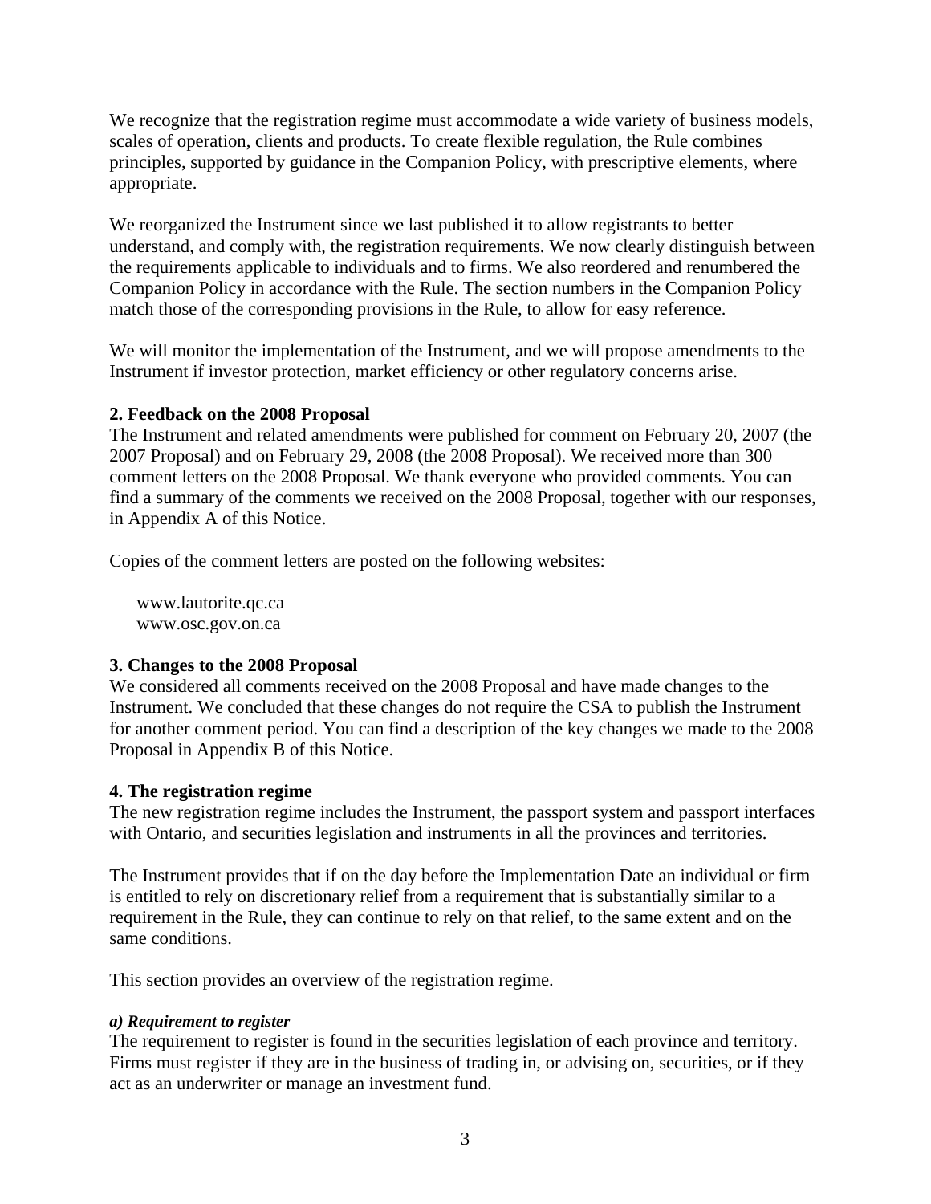We recognize that the registration regime must accommodate a wide variety of business models, scales of operation, clients and products. To create flexible regulation, the Rule combines principles, supported by guidance in the Companion Policy, with prescriptive elements, where appropriate.

We reorganized the Instrument since we last published it to allow registrants to better understand, and comply with, the registration requirements. We now clearly distinguish between the requirements applicable to individuals and to firms. We also reordered and renumbered the Companion Policy in accordance with the Rule. The section numbers in the Companion Policy match those of the corresponding provisions in the Rule, to allow for easy reference.

We will monitor the implementation of the Instrument, and we will propose amendments to the Instrument if investor protection, market efficiency or other regulatory concerns arise.

**2. Feedback on the 2008 Proposal**

The Instrument and related amendments were published for comment on February 20, 2007 (the 2007 Proposal) and on February 29, 2008 (the 2008 Proposal). We received more than 300 comment letters on the 2008 Proposal. We thank everyone who provided comments. You can find a summary of the comments we received on the 2008 Proposal, together with our responses, in Appendix A of this Notice.

Copies of the comment letters are posted on the following websites:

www.lautorite.qc.ca
www.osc.gov.on.ca

**3. Changes to the 2008 Proposal**

We considered all comments received on the 2008 Proposal and have made changes to the Instrument. We concluded that these changes do not require the CSA to publish the Instrument for another comment period. You can find a description of the key changes we made to the 2008 Proposal in Appendix B of this Notice.

**4. The registration regime**

The new registration regime includes the Instrument, the passport system and passport interfaces with Ontario, and securities legislation and instruments in all the provinces and territories.

The Instrument provides that if on the day before the Implementation Date an individual or firm is entitled to rely on discretionary relief from a requirement that is substantially similar to a requirement in the Rule, they can continue to rely on that relief, to the same extent and on the same conditions.

This section provides an overview of the registration regime.

***a) Requirement to register***

The requirement to register is found in the securities legislation of each province and territory. Firms must register if they are in the business of trading in, or advising on, securities, or if they act as an underwriter or manage an investment fund.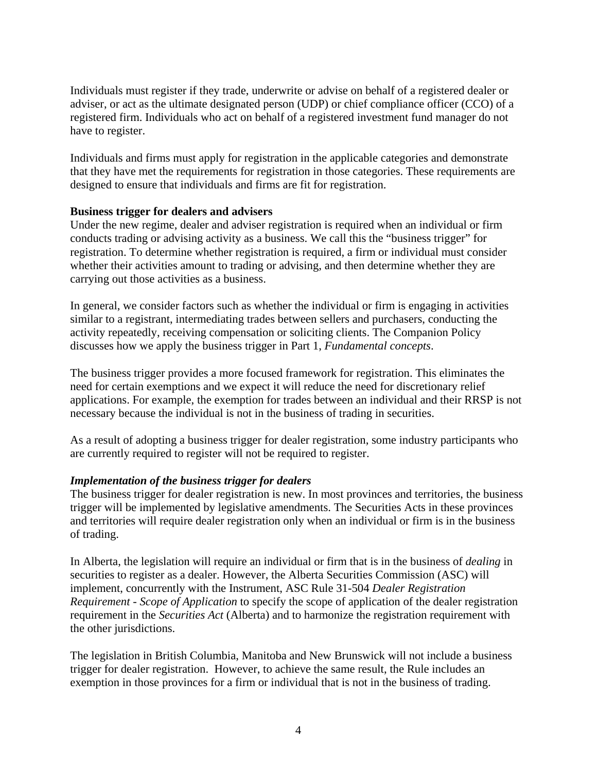Individuals must register if they trade, underwrite or advise on behalf of a registered dealer or adviser, or act as the ultimate designated person (UDP) or chief compliance officer (CCO) of a registered firm. Individuals who act on behalf of a registered investment fund manager do not have to register.

Individuals and firms must apply for registration in the applicable categories and demonstrate that they have met the requirements for registration in those categories. These requirements are designed to ensure that individuals and firms are fit for registration.

**Business trigger for dealers and advisers**
Under the new regime, dealer and adviser registration is required when an individual or firm conducts trading or advising activity as a business. We call this the "business trigger" for registration. To determine whether registration is required, a firm or individual must consider whether their activities amount to trading or advising, and then determine whether they are carrying out those activities as a business.

In general, we consider factors such as whether the individual or firm is engaging in activities similar to a registrant, intermediating trades between sellers and purchasers, conducting the activity repeatedly, receiving compensation or soliciting clients. The Companion Policy discusses how we apply the business trigger in Part 1, *Fundamental concepts*.

The business trigger provides a more focused framework for registration. This eliminates the need for certain exemptions and we expect it will reduce the need for discretionary relief applications. For example, the exemption for trades between an individual and their RRSP is not necessary because the individual is not in the business of trading in securities.

As a result of adopting a business trigger for dealer registration, some industry participants who are currently required to register will not be required to register.

***Implementation of the business trigger for dealers***
The business trigger for dealer registration is new. In most provinces and territories, the business trigger will be implemented by legislative amendments. The Securities Acts in these provinces and territories will require dealer registration only when an individual or firm is in the business of trading.

In Alberta, the legislation will require an individual or firm that is in the business of *dealing* in securities to register as a dealer. However, the Alberta Securities Commission (ASC) will implement, concurrently with the Instrument, ASC Rule 31-504 *Dealer Registration Requirement - Scope of Application* to specify the scope of application of the dealer registration requirement in the *Securities Act* (Alberta) and to harmonize the registration requirement with the other jurisdictions.

The legislation in British Columbia, Manitoba and New Brunswick will not include a business trigger for dealer registration. However, to achieve the same result, the Rule includes an exemption in those provinces for a firm or individual that is not in the business of trading.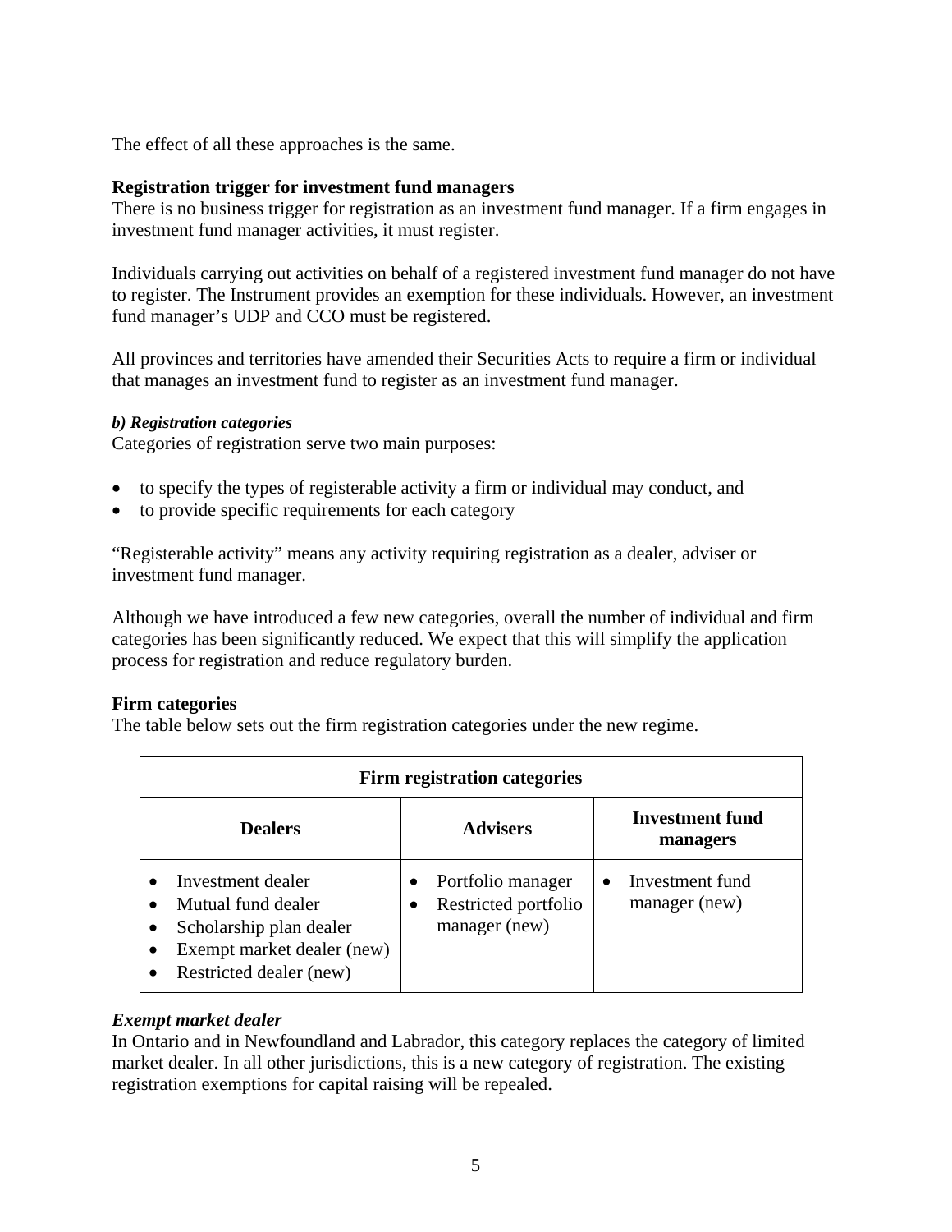The effect of all these approaches is the same.

**Registration trigger for investment fund managers**
There is no business trigger for registration as an investment fund manager. If a firm engages in investment fund manager activities, it must register.

Individuals carrying out activities on behalf of a registered investment fund manager do not have to register. The Instrument provides an exemption for these individuals. However, an investment fund manager's UDP and CCO must be registered.

All provinces and territories have amended their Securities Acts to require a firm or individual that manages an investment fund to register as an investment fund manager.

***b) Registration categories***
Categories of registration serve two main purposes:

- to specify the types of registerable activity a firm or individual may conduct, and
- to provide specific requirements for each category

"Registerable activity" means any activity requiring registration as a dealer, adviser or investment fund manager.

Although we have introduced a few new categories, overall the number of individual and firm categories has been significantly reduced. We expect that this will simplify the application process for registration and reduce regulatory burden.

**Firm categories**
The table below sets out the firm registration categories under the new regime.

| Firm registration categories | | |
|---|---|---|
| **Dealers** | **Advisers** | **Investment fund managers** |
| • Investment dealer<br>• Mutual fund dealer<br>• Scholarship plan dealer<br>• Exempt market dealer (new)<br>• Restricted dealer (new) | • Portfolio manager<br>• Restricted portfolio manager (new) | • Investment fund manager (new) |

***Exempt market dealer***
In Ontario and in Newfoundland and Labrador, this category replaces the category of limited market dealer. In all other jurisdictions, this is a new category of registration. The existing registration exemptions for capital raising will be repealed.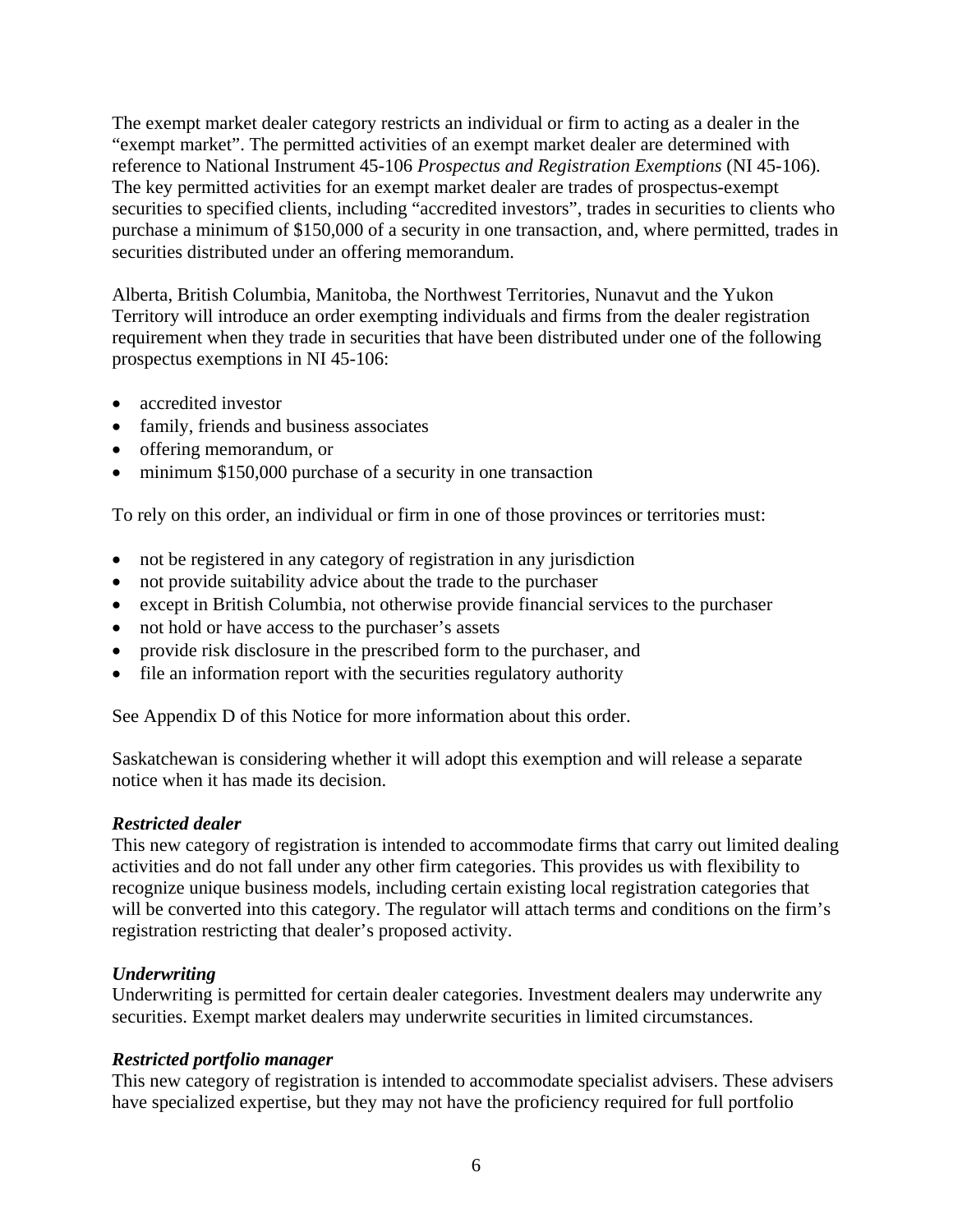The exempt market dealer category restricts an individual or firm to acting as a dealer in the "exempt market". The permitted activities of an exempt market dealer are determined with reference to National Instrument 45-106 *Prospectus and Registration Exemptions* (NI 45-106). The key permitted activities for an exempt market dealer are trades of prospectus-exempt securities to specified clients, including "accredited investors", trades in securities to clients who purchase a minimum of $150,000 of a security in one transaction, and, where permitted, trades in securities distributed under an offering memorandum.

Alberta, British Columbia, Manitoba, the Northwest Territories, Nunavut and the Yukon Territory will introduce an order exempting individuals and firms from the dealer registration requirement when they trade in securities that have been distributed under one of the following prospectus exemptions in NI 45-106:

- accredited investor
- family, friends and business associates
- offering memorandum, or
- minimum $150,000 purchase of a security in one transaction

To rely on this order, an individual or firm in one of those provinces or territories must:

- not be registered in any category of registration in any jurisdiction
- not provide suitability advice about the trade to the purchaser
- except in British Columbia, not otherwise provide financial services to the purchaser
- not hold or have access to the purchaser's assets
- provide risk disclosure in the prescribed form to the purchaser, and
- file an information report with the securities regulatory authority

See Appendix D of this Notice for more information about this order.

Saskatchewan is considering whether it will adopt this exemption and will release a separate notice when it has made its decision.

***Restricted dealer***

This new category of registration is intended to accommodate firms that carry out limited dealing activities and do not fall under any other firm categories. This provides us with flexibility to recognize unique business models, including certain existing local registration categories that will be converted into this category. The regulator will attach terms and conditions on the firm's registration restricting that dealer's proposed activity.

***Underwriting***

Underwriting is permitted for certain dealer categories. Investment dealers may underwrite any securities. Exempt market dealers may underwrite securities in limited circumstances.

***Restricted portfolio manager***

This new category of registration is intended to accommodate specialist advisers. These advisers have specialized expertise, but they may not have the proficiency required for full portfolio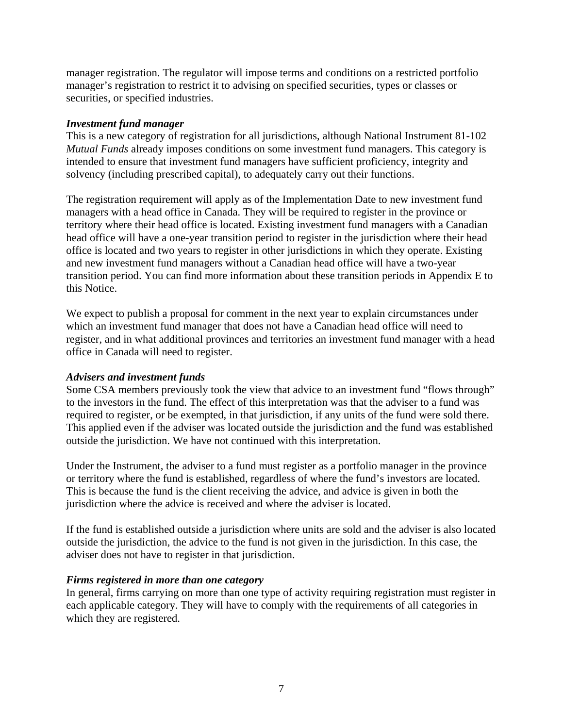manager registration. The regulator will impose terms and conditions on a restricted portfolio manager's registration to restrict it to advising on specified securities, types or classes or securities, or specified industries.

***Investment fund manager***
This is a new category of registration for all jurisdictions, although National Instrument 81-102 *Mutual Funds* already imposes conditions on some investment fund managers. This category is intended to ensure that investment fund managers have sufficient proficiency, integrity and solvency (including prescribed capital), to adequately carry out their functions.

The registration requirement will apply as of the Implementation Date to new investment fund managers with a head office in Canada. They will be required to register in the province or territory where their head office is located. Existing investment fund managers with a Canadian head office will have a one-year transition period to register in the jurisdiction where their head office is located and two years to register in other jurisdictions in which they operate. Existing and new investment fund managers without a Canadian head office will have a two-year transition period. You can find more information about these transition periods in Appendix E to this Notice.

We expect to publish a proposal for comment in the next year to explain circumstances under which an investment fund manager that does not have a Canadian head office will need to register, and in what additional provinces and territories an investment fund manager with a head office in Canada will need to register.

***Advisers and investment funds***
Some CSA members previously took the view that advice to an investment fund "flows through" to the investors in the fund. The effect of this interpretation was that the adviser to a fund was required to register, or be exempted, in that jurisdiction, if any units of the fund were sold there. This applied even if the adviser was located outside the jurisdiction and the fund was established outside the jurisdiction. We have not continued with this interpretation.

Under the Instrument, the adviser to a fund must register as a portfolio manager in the province or territory where the fund is established, regardless of where the fund's investors are located. This is because the fund is the client receiving the advice, and advice is given in both the jurisdiction where the advice is received and where the adviser is located.

If the fund is established outside a jurisdiction where units are sold and the adviser is also located outside the jurisdiction, the advice to the fund is not given in the jurisdiction. In this case, the adviser does not have to register in that jurisdiction.

***Firms registered in more than one category***
In general, firms carrying on more than one type of activity requiring registration must register in each applicable category. They will have to comply with the requirements of all categories in which they are registered.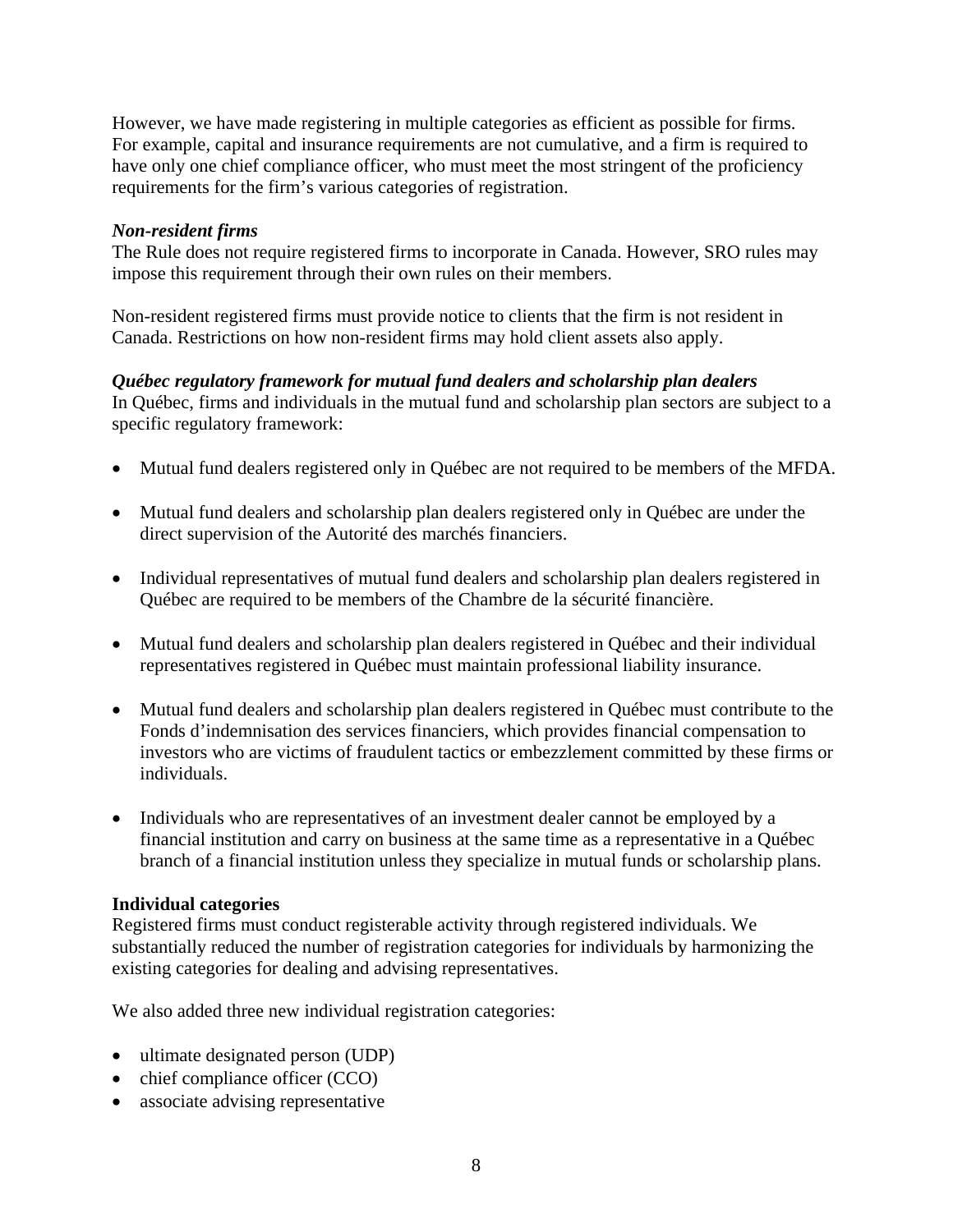However, we have made registering in multiple categories as efficient as possible for firms. For example, capital and insurance requirements are not cumulative, and a firm is required to have only one chief compliance officer, who must meet the most stringent of the proficiency requirements for the firm's various categories of registration.

***Non-resident firms***

The Rule does not require registered firms to incorporate in Canada. However, SRO rules may impose this requirement through their own rules on their members.

Non-resident registered firms must provide notice to clients that the firm is not resident in Canada. Restrictions on how non-resident firms may hold client assets also apply.

***Québec regulatory framework for mutual fund dealers and scholarship plan dealers***

In Québec, firms and individuals in the mutual fund and scholarship plan sectors are subject to a specific regulatory framework:

- Mutual fund dealers registered only in Québec are not required to be members of the MFDA.
- Mutual fund dealers and scholarship plan dealers registered only in Québec are under the direct supervision of the Autorité des marchés financiers.
- Individual representatives of mutual fund dealers and scholarship plan dealers registered in Québec are required to be members of the Chambre de la sécurité financière.
- Mutual fund dealers and scholarship plan dealers registered in Québec and their individual representatives registered in Québec must maintain professional liability insurance.
- Mutual fund dealers and scholarship plan dealers registered in Québec must contribute to the Fonds d'indemnisation des services financiers, which provides financial compensation to investors who are victims of fraudulent tactics or embezzlement committed by these firms or individuals.
- Individuals who are representatives of an investment dealer cannot be employed by a financial institution and carry on business at the same time as a representative in a Québec branch of a financial institution unless they specialize in mutual funds or scholarship plans.

**Individual categories**

Registered firms must conduct registerable activity through registered individuals. We substantially reduced the number of registration categories for individuals by harmonizing the existing categories for dealing and advising representatives.

We also added three new individual registration categories:

- ultimate designated person (UDP)
- chief compliance officer (CCO)
- associate advising representative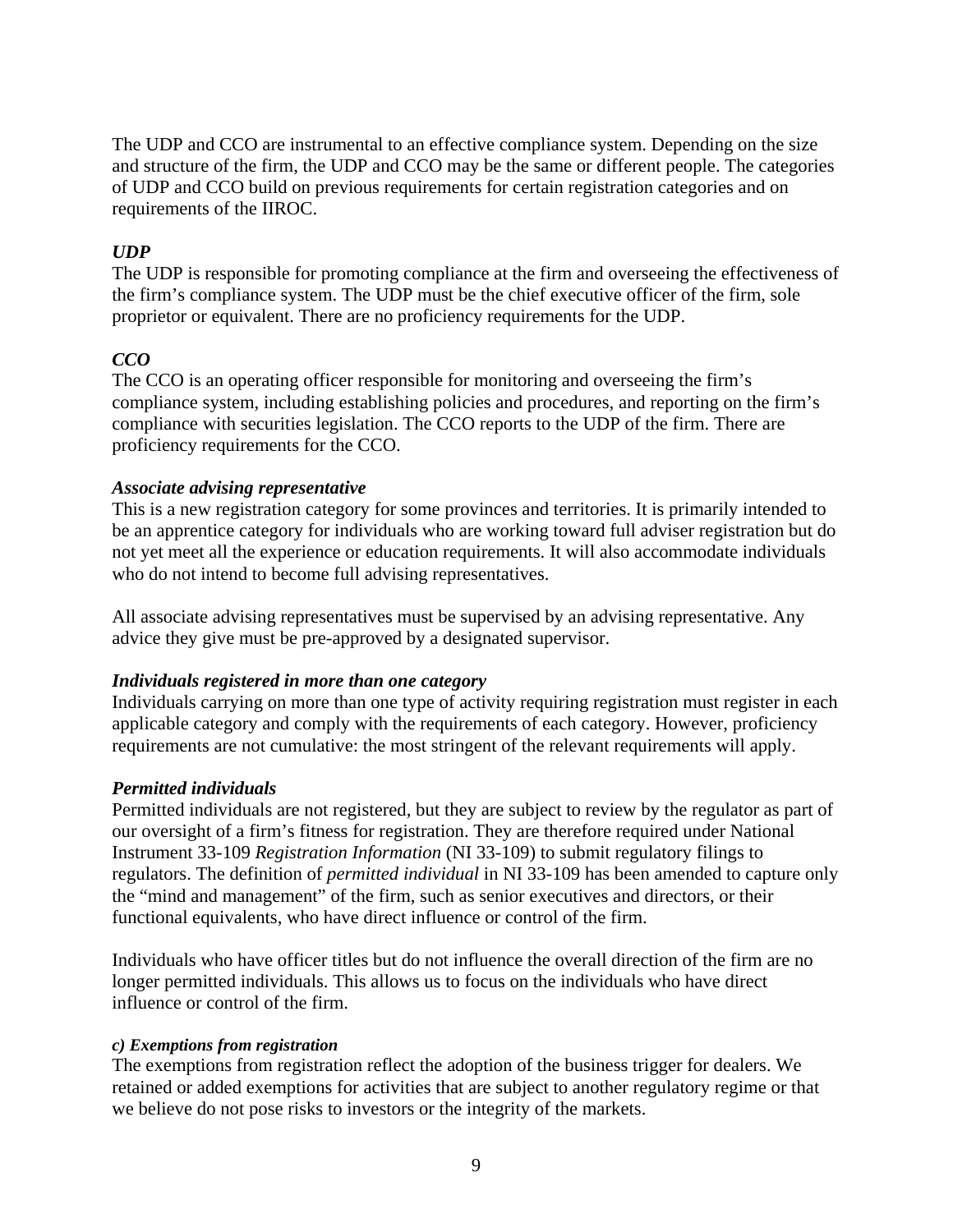The UDP and CCO are instrumental to an effective compliance system. Depending on the size and structure of the firm, the UDP and CCO may be the same or different people. The categories of UDP and CCO build on previous requirements for certain registration categories and on requirements of the IIROC.

***UDP***

The UDP is responsible for promoting compliance at the firm and overseeing the effectiveness of the firm's compliance system. The UDP must be the chief executive officer of the firm, sole proprietor or equivalent. There are no proficiency requirements for the UDP.

***CCO***

The CCO is an operating officer responsible for monitoring and overseeing the firm's compliance system, including establishing policies and procedures, and reporting on the firm's compliance with securities legislation. The CCO reports to the UDP of the firm. There are proficiency requirements for the CCO.

***Associate advising representative***

This is a new registration category for some provinces and territories. It is primarily intended to be an apprentice category for individuals who are working toward full adviser registration but do not yet meet all the experience or education requirements. It will also accommodate individuals who do not intend to become full advising representatives.

All associate advising representatives must be supervised by an advising representative. Any advice they give must be pre-approved by a designated supervisor.

***Individuals registered in more than one category***

Individuals carrying on more than one type of activity requiring registration must register in each applicable category and comply with the requirements of each category. However, proficiency requirements are not cumulative: the most stringent of the relevant requirements will apply.

***Permitted individuals***

Permitted individuals are not registered, but they are subject to review by the regulator as part of our oversight of a firm's fitness for registration. They are therefore required under National Instrument 33-109 *Registration Information* (NI 33-109) to submit regulatory filings to regulators. The definition of *permitted individual* in NI 33-109 has been amended to capture only the "mind and management" of the firm, such as senior executives and directors, or their functional equivalents, who have direct influence or control of the firm.

Individuals who have officer titles but do not influence the overall direction of the firm are no longer permitted individuals. This allows us to focus on the individuals who have direct influence or control of the firm.

***c) Exemptions from registration***

The exemptions from registration reflect the adoption of the business trigger for dealers. We retained or added exemptions for activities that are subject to another regulatory regime or that we believe do not pose risks to investors or the integrity of the markets.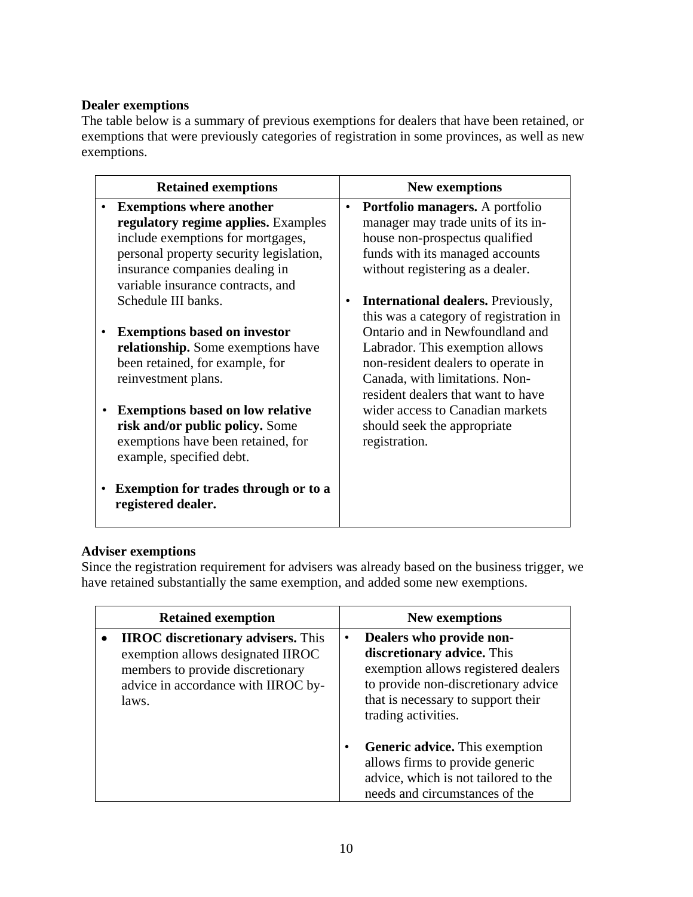**Dealer exemptions**

The table below is a summary of previous exemptions for dealers that have been retained, or exemptions that were previously categories of registration in some provinces, as well as new exemptions.

| Retained exemptions | New exemptions |
| --- | --- |
| • **Exemptions where another regulatory regime applies.** Examples include exemptions for mortgages, personal property security legislation, insurance companies dealing in variable insurance contracts, and Schedule III banks.<br><br>• **Exemptions based on investor relationship.** Some exemptions have been retained, for example, for reinvestment plans.<br><br>• **Exemptions based on low relative risk and/or public policy.** Some exemptions have been retained, for example, specified debt.<br><br>• **Exemption for trades through or to a registered dealer.** | • **Portfolio managers.** A portfolio manager may trade units of its in-house non-prospectus qualified funds with its managed accounts without registering as a dealer.<br><br>• **International dealers.** Previously, this was a category of registration in Ontario and in Newfoundland and Labrador. This exemption allows non-resident dealers to operate in Canada, with limitations. Non-resident dealers that want to have wider access to Canadian markets should seek the appropriate registration. |

**Adviser exemptions**

Since the registration requirement for advisers was already based on the business trigger, we have retained substantially the same exemption, and added some new exemptions.

| Retained exemption | New exemptions |
| --- | --- |
| • **IIROC discretionary advisers.** This exemption allows designated IIROC members to provide discretionary advice in accordance with IIROC by-laws. | • **Dealers who provide non-discretionary advice.** This exemption allows registered dealers to provide non-discretionary advice that is necessary to support their trading activities.<br><br>• **Generic advice.** This exemption allows firms to provide generic advice, which is not tailored to the needs and circumstances of the |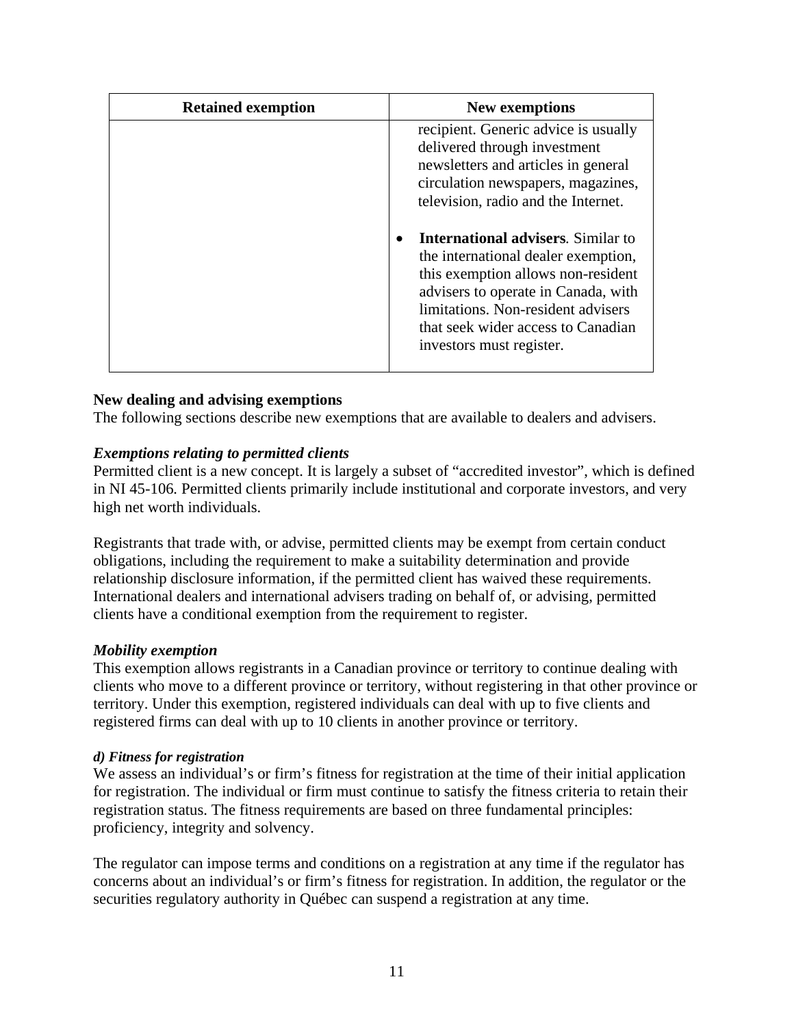| Retained exemption | New exemptions |
| --- | --- |
| | recipient. Generic advice is usually delivered through investment newsletters and articles in general circulation newspapers, magazines, television, radio and the Internet.<br><br>• **International advisers***.* Similar to the international dealer exemption, this exemption allows non-resident advisers to operate in Canada, with limitations. Non-resident advisers that seek wider access to Canadian investors must register. |

**New dealing and advising exemptions**

The following sections describe new exemptions that are available to dealers and advisers.

***Exemptions relating to permitted clients***

Permitted client is a new concept. It is largely a subset of "accredited investor", which is defined in NI 45-106*.* Permitted clients primarily include institutional and corporate investors, and very high net worth individuals.

Registrants that trade with, or advise, permitted clients may be exempt from certain conduct obligations, including the requirement to make a suitability determination and provide relationship disclosure information, if the permitted client has waived these requirements. International dealers and international advisers trading on behalf of, or advising, permitted clients have a conditional exemption from the requirement to register.

***Mobility exemption***

This exemption allows registrants in a Canadian province or territory to continue dealing with clients who move to a different province or territory, without registering in that other province or territory. Under this exemption, registered individuals can deal with up to five clients and registered firms can deal with up to 10 clients in another province or territory.

***d) Fitness for registration***

We assess an individual's or firm's fitness for registration at the time of their initial application for registration. The individual or firm must continue to satisfy the fitness criteria to retain their registration status. The fitness requirements are based on three fundamental principles: proficiency, integrity and solvency.

The regulator can impose terms and conditions on a registration at any time if the regulator has concerns about an individual's or firm's fitness for registration. In addition, the regulator or the securities regulatory authority in Québec can suspend a registration at any time.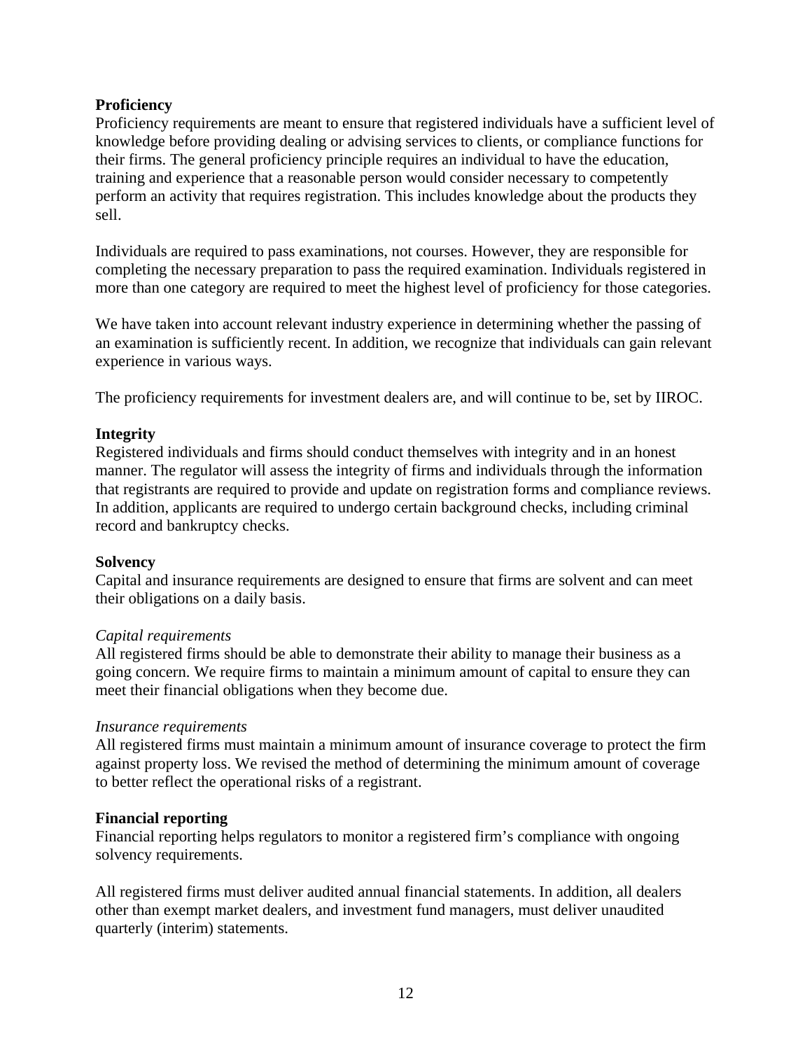**Proficiency**

Proficiency requirements are meant to ensure that registered individuals have a sufficient level of knowledge before providing dealing or advising services to clients, or compliance functions for their firms. The general proficiency principle requires an individual to have the education, training and experience that a reasonable person would consider necessary to competently perform an activity that requires registration. This includes knowledge about the products they sell.

Individuals are required to pass examinations, not courses. However, they are responsible for completing the necessary preparation to pass the required examination. Individuals registered in more than one category are required to meet the highest level of proficiency for those categories.

We have taken into account relevant industry experience in determining whether the passing of an examination is sufficiently recent. In addition, we recognize that individuals can gain relevant experience in various ways.

The proficiency requirements for investment dealers are, and will continue to be, set by IIROC.

**Integrity**

Registered individuals and firms should conduct themselves with integrity and in an honest manner. The regulator will assess the integrity of firms and individuals through the information that registrants are required to provide and update on registration forms and compliance reviews. In addition, applicants are required to undergo certain background checks, including criminal record and bankruptcy checks.

**Solvency**

Capital and insurance requirements are designed to ensure that firms are solvent and can meet their obligations on a daily basis.

*Capital requirements*

All registered firms should be able to demonstrate their ability to manage their business as a going concern. We require firms to maintain a minimum amount of capital to ensure they can meet their financial obligations when they become due.

*Insurance requirements*

All registered firms must maintain a minimum amount of insurance coverage to protect the firm against property loss. We revised the method of determining the minimum amount of coverage to better reflect the operational risks of a registrant.

**Financial reporting**

Financial reporting helps regulators to monitor a registered firm's compliance with ongoing solvency requirements.

All registered firms must deliver audited annual financial statements. In addition, all dealers other than exempt market dealers, and investment fund managers, must deliver unaudited quarterly (interim) statements.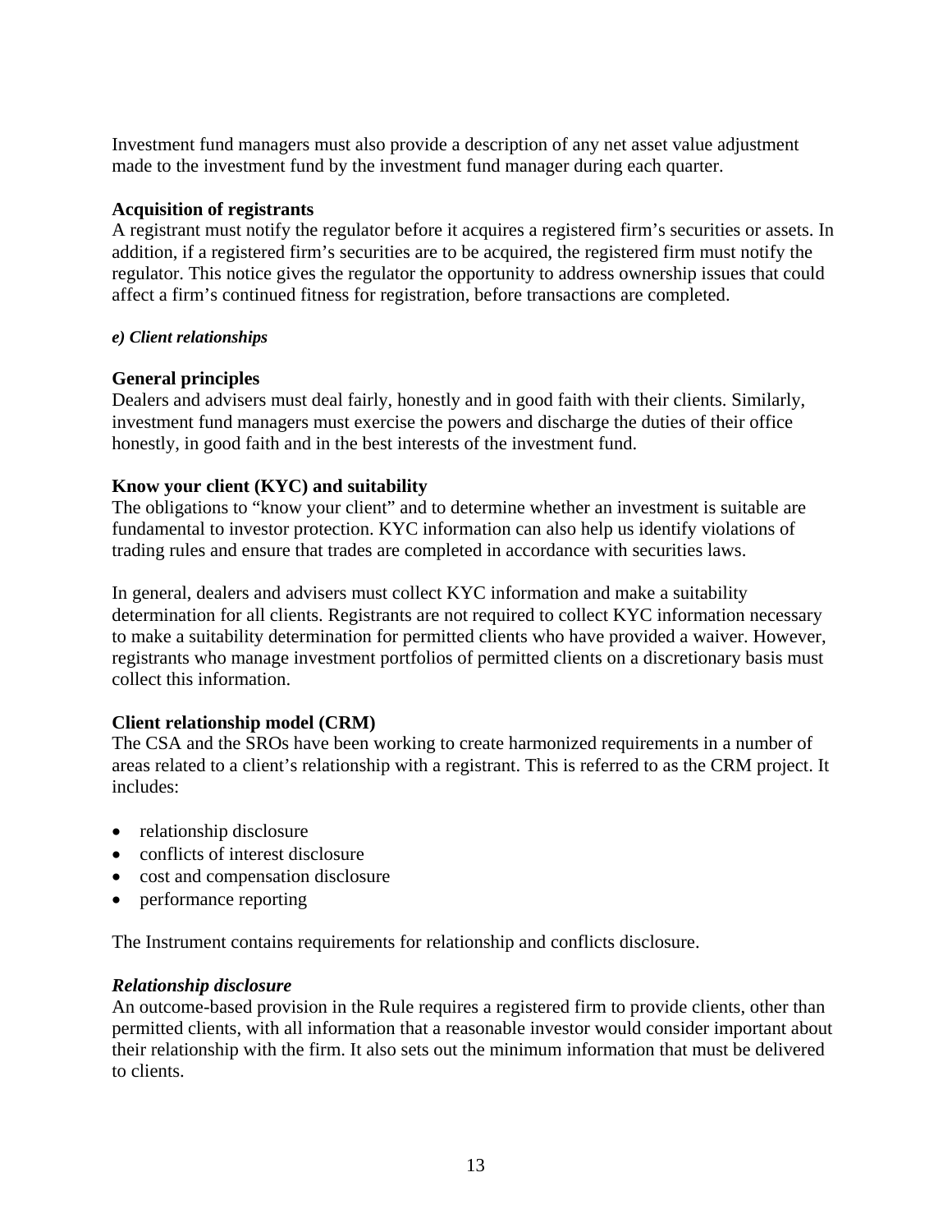Investment fund managers must also provide a description of any net asset value adjustment made to the investment fund by the investment fund manager during each quarter.

**Acquisition of registrants**
A registrant must notify the regulator before it acquires a registered firm's securities or assets. In addition, if a registered firm's securities are to be acquired, the registered firm must notify the regulator. This notice gives the regulator the opportunity to address ownership issues that could affect a firm's continued fitness for registration, before transactions are completed.

***e) Client relationships***

**General principles**
Dealers and advisers must deal fairly, honestly and in good faith with their clients. Similarly, investment fund managers must exercise the powers and discharge the duties of their office honestly, in good faith and in the best interests of the investment fund.

**Know your client (KYC) and suitability**
The obligations to "know your client" and to determine whether an investment is suitable are fundamental to investor protection. KYC information can also help us identify violations of trading rules and ensure that trades are completed in accordance with securities laws.

In general, dealers and advisers must collect KYC information and make a suitability determination for all clients. Registrants are not required to collect KYC information necessary to make a suitability determination for permitted clients who have provided a waiver. However, registrants who manage investment portfolios of permitted clients on a discretionary basis must collect this information.

**Client relationship model (CRM)**
The CSA and the SROs have been working to create harmonized requirements in a number of areas related to a client's relationship with a registrant. This is referred to as the CRM project. It includes:

- relationship disclosure
- conflicts of interest disclosure
- cost and compensation disclosure
- performance reporting

The Instrument contains requirements for relationship and conflicts disclosure.

***Relationship disclosure***
An outcome-based provision in the Rule requires a registered firm to provide clients, other than permitted clients, with all information that a reasonable investor would consider important about their relationship with the firm. It also sets out the minimum information that must be delivered to clients.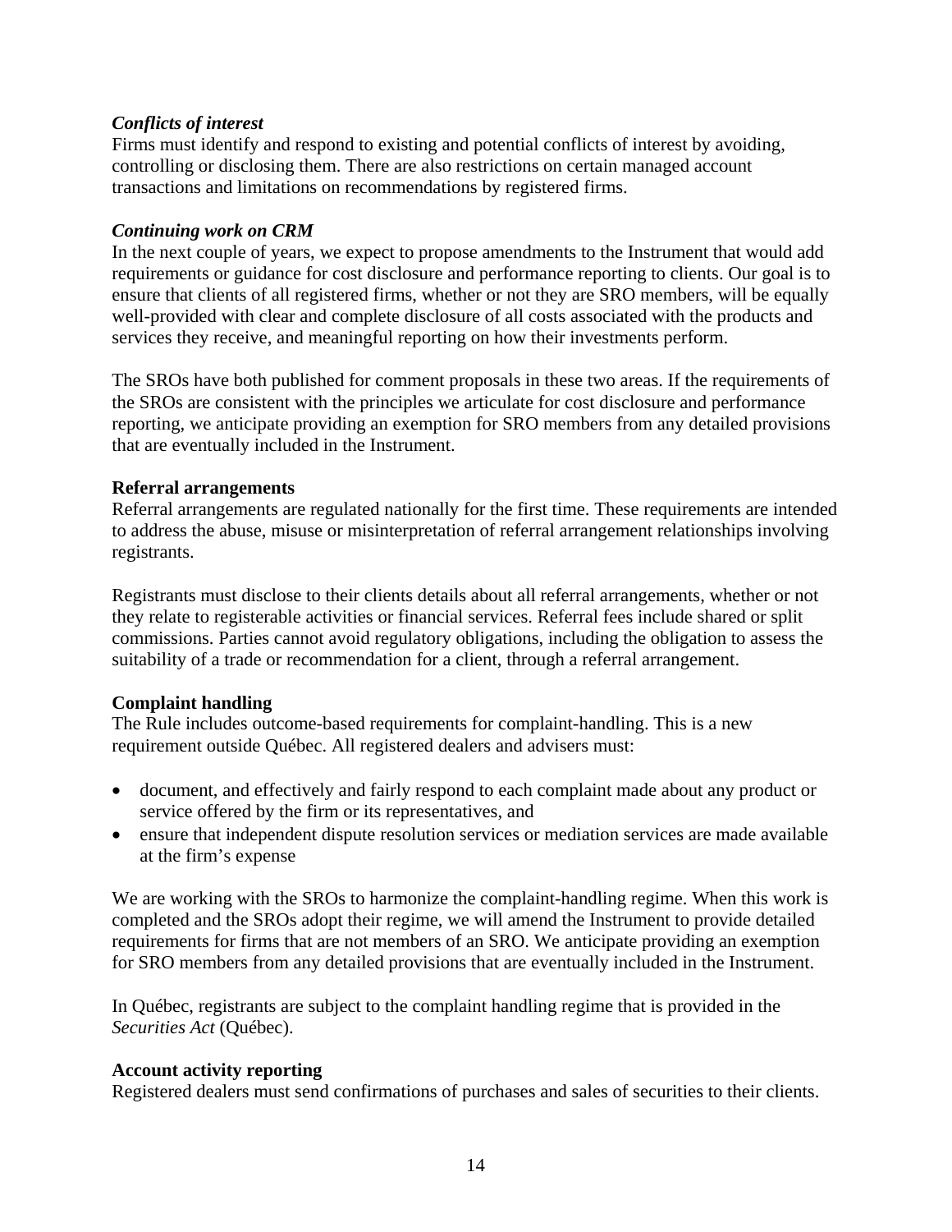***Conflicts of interest***

Firms must identify and respond to existing and potential conflicts of interest by avoiding, controlling or disclosing them. There are also restrictions on certain managed account transactions and limitations on recommendations by registered firms.

***Continuing work on CRM***

In the next couple of years, we expect to propose amendments to the Instrument that would add requirements or guidance for cost disclosure and performance reporting to clients. Our goal is to ensure that clients of all registered firms, whether or not they are SRO members, will be equally well-provided with clear and complete disclosure of all costs associated with the products and services they receive, and meaningful reporting on how their investments perform.

The SROs have both published for comment proposals in these two areas. If the requirements of the SROs are consistent with the principles we articulate for cost disclosure and performance reporting, we anticipate providing an exemption for SRO members from any detailed provisions that are eventually included in the Instrument.

**Referral arrangements**

Referral arrangements are regulated nationally for the first time. These requirements are intended to address the abuse, misuse or misinterpretation of referral arrangement relationships involving registrants.

Registrants must disclose to their clients details about all referral arrangements, whether or not they relate to registerable activities or financial services. Referral fees include shared or split commissions. Parties cannot avoid regulatory obligations, including the obligation to assess the suitability of a trade or recommendation for a client, through a referral arrangement.

**Complaint handling**

The Rule includes outcome-based requirements for complaint-handling. This is a new requirement outside Québec. All registered dealers and advisers must:

- document, and effectively and fairly respond to each complaint made about any product or service offered by the firm or its representatives, and
- ensure that independent dispute resolution services or mediation services are made available at the firm's expense

We are working with the SROs to harmonize the complaint-handling regime. When this work is completed and the SROs adopt their regime, we will amend the Instrument to provide detailed requirements for firms that are not members of an SRO. We anticipate providing an exemption for SRO members from any detailed provisions that are eventually included in the Instrument.

In Québec, registrants are subject to the complaint handling regime that is provided in the *Securities Act* (Québec).

**Account activity reporting**

Registered dealers must send confirmations of purchases and sales of securities to their clients.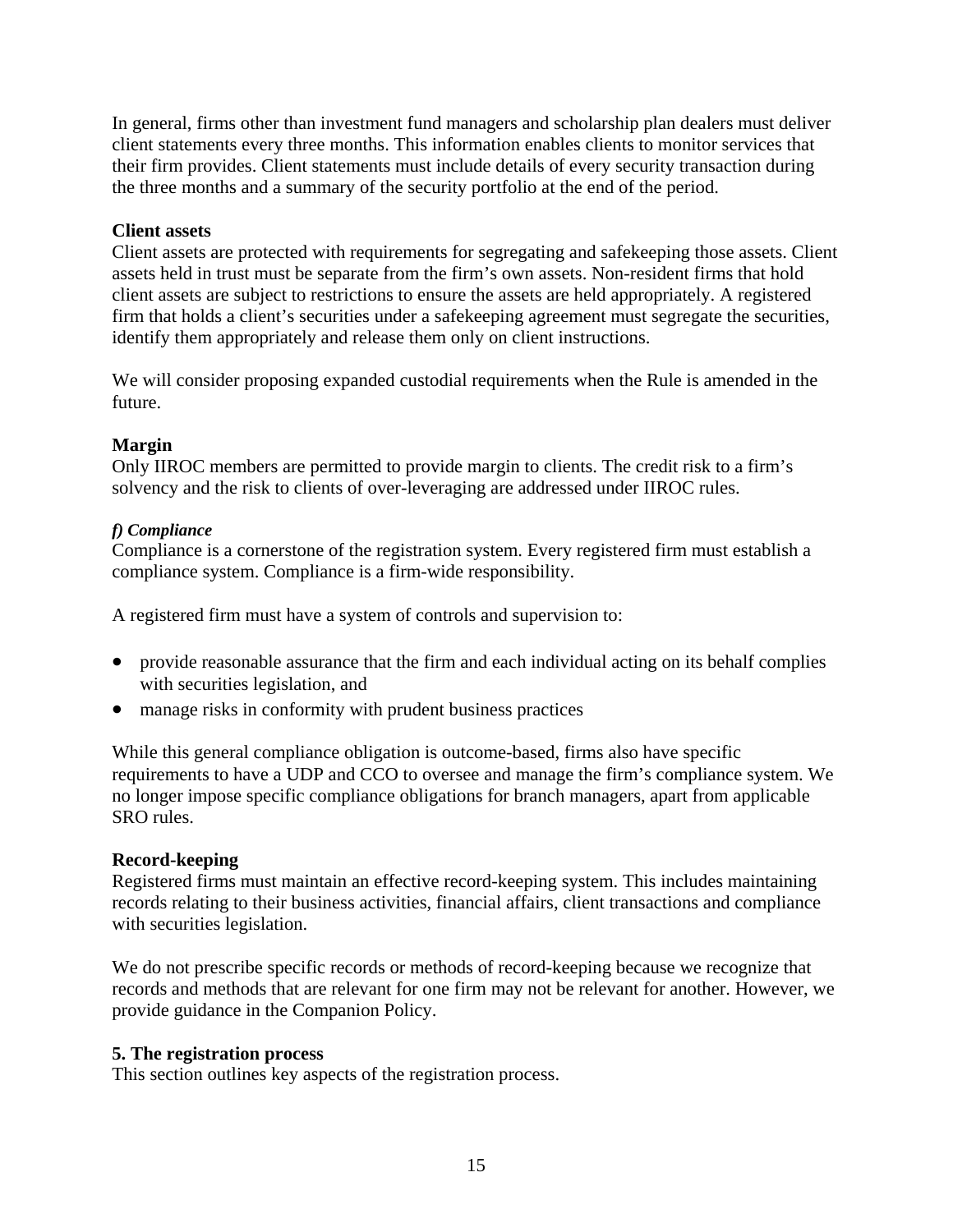In general, firms other than investment fund managers and scholarship plan dealers must deliver client statements every three months. This information enables clients to monitor services that their firm provides. Client statements must include details of every security transaction during the three months and a summary of the security portfolio at the end of the period.

**Client assets**
Client assets are protected with requirements for segregating and safekeeping those assets. Client assets held in trust must be separate from the firm's own assets. Non-resident firms that hold client assets are subject to restrictions to ensure the assets are held appropriately. A registered firm that holds a client's securities under a safekeeping agreement must segregate the securities, identify them appropriately and release them only on client instructions.

We will consider proposing expanded custodial requirements when the Rule is amended in the future.

**Margin**
Only IIROC members are permitted to provide margin to clients. The credit risk to a firm's solvency and the risk to clients of over-leveraging are addressed under IIROC rules.

***f) Compliance***
Compliance is a cornerstone of the registration system. Every registered firm must establish a compliance system. Compliance is a firm-wide responsibility.

A registered firm must have a system of controls and supervision to:

- provide reasonable assurance that the firm and each individual acting on its behalf complies with securities legislation, and
- manage risks in conformity with prudent business practices

While this general compliance obligation is outcome-based, firms also have specific requirements to have a UDP and CCO to oversee and manage the firm's compliance system. We no longer impose specific compliance obligations for branch managers, apart from applicable SRO rules.

**Record-keeping**
Registered firms must maintain an effective record-keeping system. This includes maintaining records relating to their business activities, financial affairs, client transactions and compliance with securities legislation.

We do not prescribe specific records or methods of record-keeping because we recognize that records and methods that are relevant for one firm may not be relevant for another. However, we provide guidance in the Companion Policy.

**5. The registration process**
This section outlines key aspects of the registration process.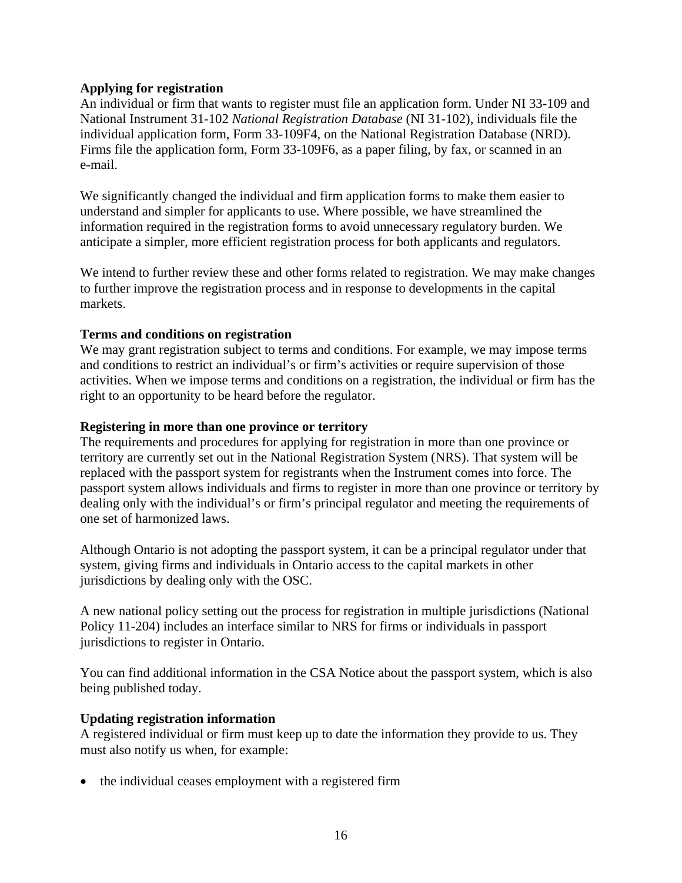**Applying for registration**

An individual or firm that wants to register must file an application form. Under NI 33-109 and National Instrument 31-102 *National Registration Database* (NI 31-102), individuals file the individual application form, Form 33-109F4, on the National Registration Database (NRD). Firms file the application form, Form 33-109F6, as a paper filing, by fax, or scanned in an e-mail.

We significantly changed the individual and firm application forms to make them easier to understand and simpler for applicants to use. Where possible, we have streamlined the information required in the registration forms to avoid unnecessary regulatory burden. We anticipate a simpler, more efficient registration process for both applicants and regulators.

We intend to further review these and other forms related to registration. We may make changes to further improve the registration process and in response to developments in the capital markets.

**Terms and conditions on registration**

We may grant registration subject to terms and conditions. For example, we may impose terms and conditions to restrict an individual's or firm's activities or require supervision of those activities. When we impose terms and conditions on a registration, the individual or firm has the right to an opportunity to be heard before the regulator.

**Registering in more than one province or territory**

The requirements and procedures for applying for registration in more than one province or territory are currently set out in the National Registration System (NRS). That system will be replaced with the passport system for registrants when the Instrument comes into force. The passport system allows individuals and firms to register in more than one province or territory by dealing only with the individual's or firm's principal regulator and meeting the requirements of one set of harmonized laws.

Although Ontario is not adopting the passport system, it can be a principal regulator under that system, giving firms and individuals in Ontario access to the capital markets in other jurisdictions by dealing only with the OSC.

A new national policy setting out the process for registration in multiple jurisdictions (National Policy 11-204) includes an interface similar to NRS for firms or individuals in passport jurisdictions to register in Ontario.

You can find additional information in the CSA Notice about the passport system, which is also being published today.

**Updating registration information**

A registered individual or firm must keep up to date the information they provide to us. They must also notify us when, for example:

- the individual ceases employment with a registered firm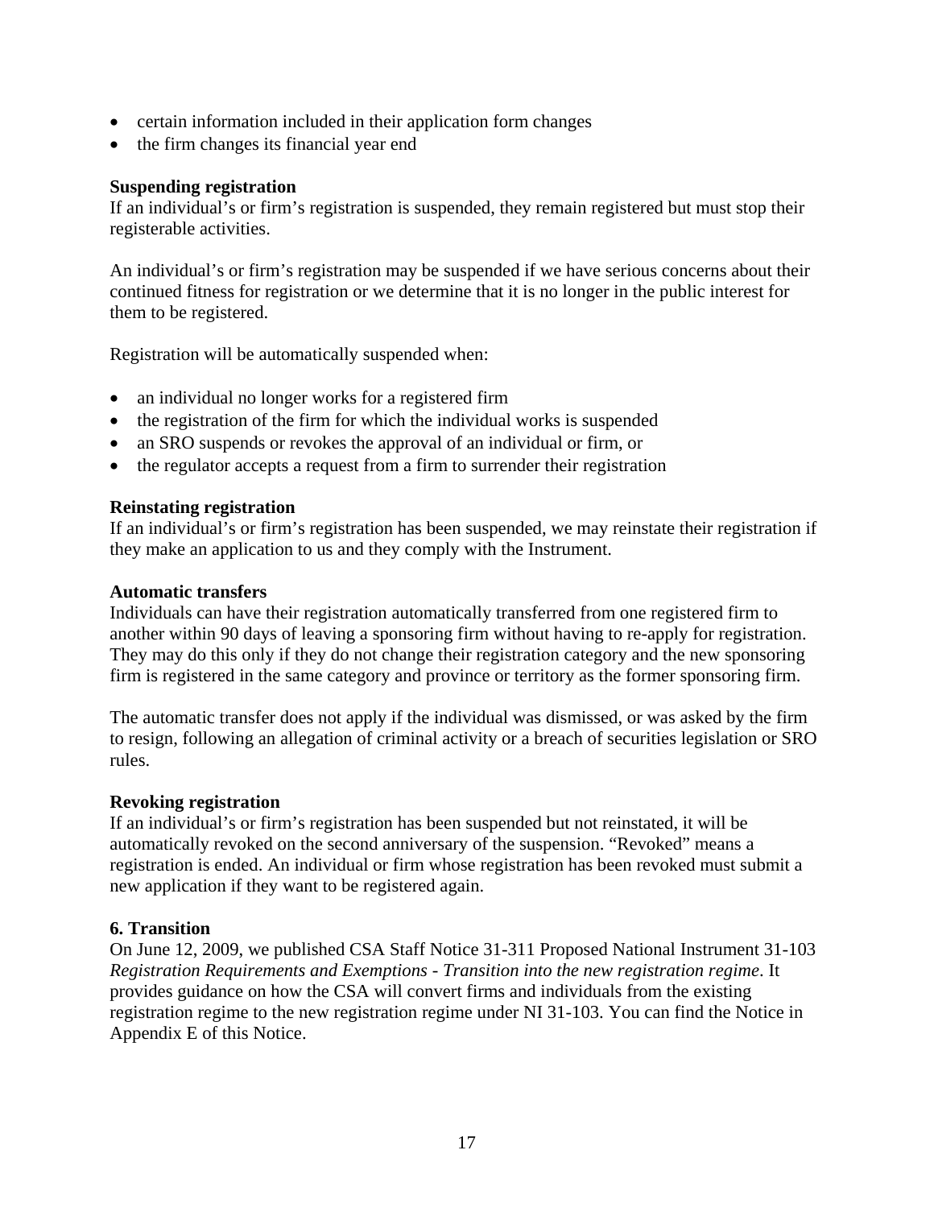- certain information included in their application form changes
- the firm changes its financial year end

**Suspending registration**
If an individual's or firm's registration is suspended, they remain registered but must stop their registerable activities.

An individual's or firm's registration may be suspended if we have serious concerns about their continued fitness for registration or we determine that it is no longer in the public interest for them to be registered.

Registration will be automatically suspended when:

- an individual no longer works for a registered firm
- the registration of the firm for which the individual works is suspended
- an SRO suspends or revokes the approval of an individual or firm, or
- the regulator accepts a request from a firm to surrender their registration

**Reinstating registration**
If an individual's or firm's registration has been suspended, we may reinstate their registration if they make an application to us and they comply with the Instrument.

**Automatic transfers**
Individuals can have their registration automatically transferred from one registered firm to another within 90 days of leaving a sponsoring firm without having to re-apply for registration. They may do this only if they do not change their registration category and the new sponsoring firm is registered in the same category and province or territory as the former sponsoring firm.

The automatic transfer does not apply if the individual was dismissed, or was asked by the firm to resign, following an allegation of criminal activity or a breach of securities legislation or SRO rules.

**Revoking registration**
If an individual's or firm's registration has been suspended but not reinstated, it will be automatically revoked on the second anniversary of the suspension. "Revoked" means a registration is ended. An individual or firm whose registration has been revoked must submit a new application if they want to be registered again.

**6. Transition**
On June 12, 2009, we published CSA Staff Notice 31-311 Proposed National Instrument 31-103 *Registration Requirements and Exemptions - Transition into the new registration regime*. It provides guidance on how the CSA will convert firms and individuals from the existing registration regime to the new registration regime under NI 31-103. You can find the Notice in Appendix E of this Notice.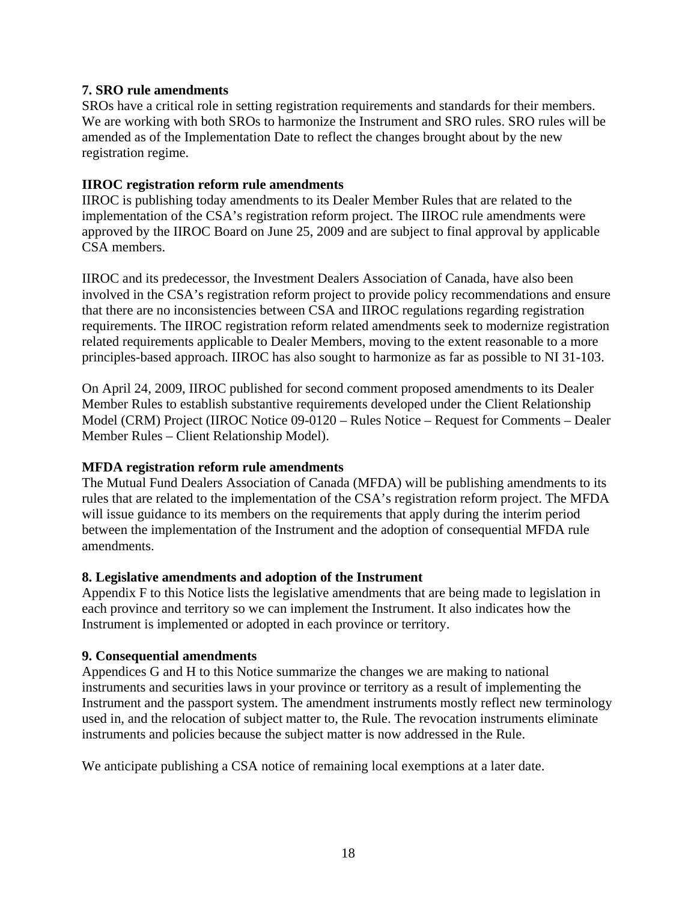**7. SRO rule amendments**

SROs have a critical role in setting registration requirements and standards for their members. We are working with both SROs to harmonize the Instrument and SRO rules. SRO rules will be amended as of the Implementation Date to reflect the changes brought about by the new registration regime.

**IIROC registration reform rule amendments**

IIROC is publishing today amendments to its Dealer Member Rules that are related to the implementation of the CSA's registration reform project. The IIROC rule amendments were approved by the IIROC Board on June 25, 2009 and are subject to final approval by applicable CSA members.

IIROC and its predecessor, the Investment Dealers Association of Canada, have also been involved in the CSA's registration reform project to provide policy recommendations and ensure that there are no inconsistencies between CSA and IIROC regulations regarding registration requirements. The IIROC registration reform related amendments seek to modernize registration related requirements applicable to Dealer Members, moving to the extent reasonable to a more principles-based approach. IIROC has also sought to harmonize as far as possible to NI 31-103.

On April 24, 2009, IIROC published for second comment proposed amendments to its Dealer Member Rules to establish substantive requirements developed under the Client Relationship Model (CRM) Project (IIROC Notice 09-0120 – Rules Notice – Request for Comments – Dealer Member Rules – Client Relationship Model).

**MFDA registration reform rule amendments**

The Mutual Fund Dealers Association of Canada (MFDA) will be publishing amendments to its rules that are related to the implementation of the CSA's registration reform project. The MFDA will issue guidance to its members on the requirements that apply during the interim period between the implementation of the Instrument and the adoption of consequential MFDA rule amendments.

**8. Legislative amendments and adoption of the Instrument**

Appendix F to this Notice lists the legislative amendments that are being made to legislation in each province and territory so we can implement the Instrument. It also indicates how the Instrument is implemented or adopted in each province or territory.

**9. Consequential amendments**

Appendices G and H to this Notice summarize the changes we are making to national instruments and securities laws in your province or territory as a result of implementing the Instrument and the passport system. The amendment instruments mostly reflect new terminology used in, and the relocation of subject matter to, the Rule. The revocation instruments eliminate instruments and policies because the subject matter is now addressed in the Rule.

We anticipate publishing a CSA notice of remaining local exemptions at a later date.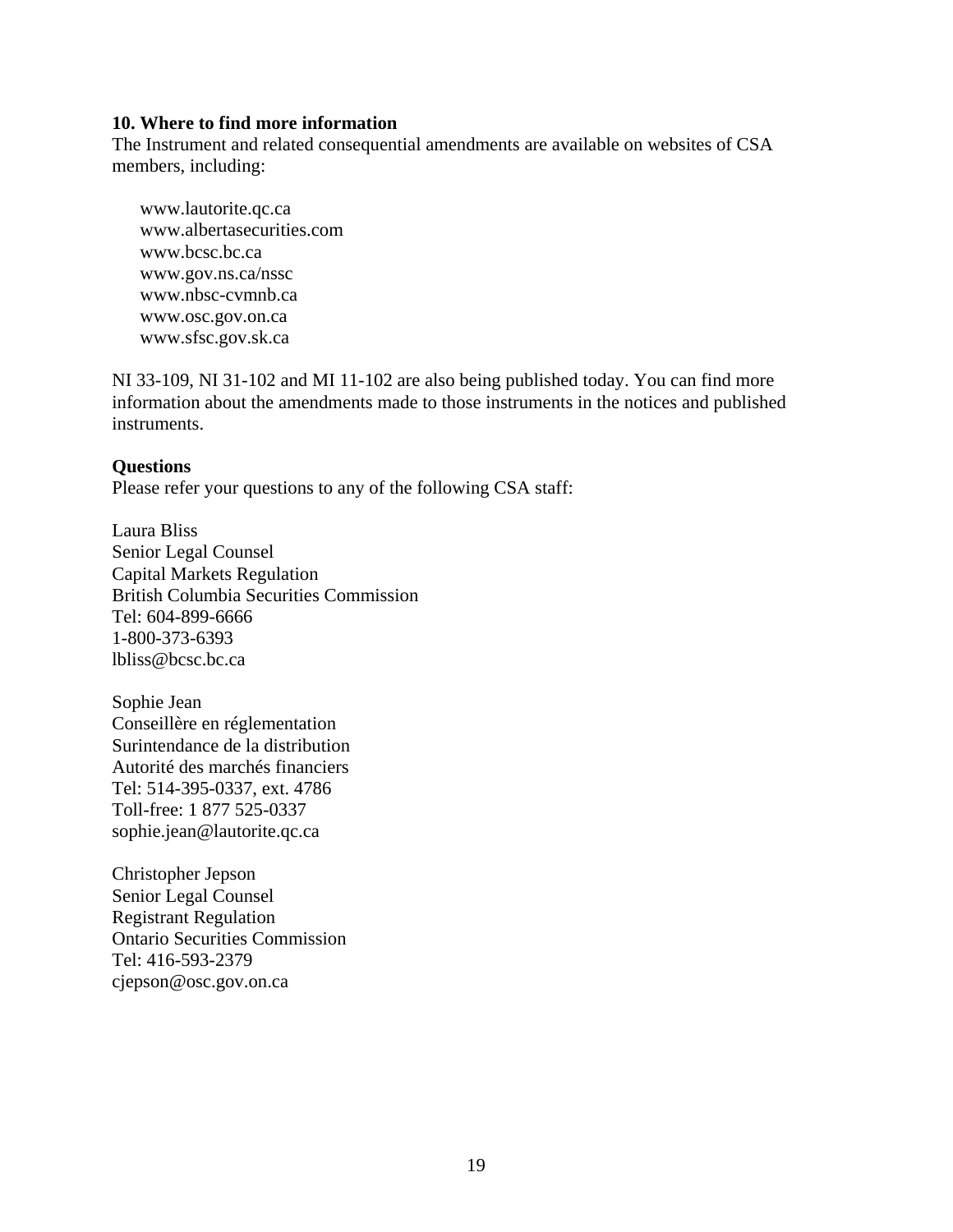**10. Where to find more information**

The Instrument and related consequential amendments are available on websites of CSA members, including:

www.lautorite.qc.ca
www.albertasecurities.com
www.bcsc.bc.ca
www.gov.ns.ca/nssc
www.nbsc-cvmnb.ca
www.osc.gov.on.ca
www.sfsc.gov.sk.ca

NI 33-109, NI 31-102 and MI 11-102 are also being published today. You can find more information about the amendments made to those instruments in the notices and published instruments.

**Questions**

Please refer your questions to any of the following CSA staff:

Laura Bliss
Senior Legal Counsel
Capital Markets Regulation
British Columbia Securities Commission
Tel: 604-899-6666
1-800-373-6393
lbliss@bcsc.bc.ca

Sophie Jean
Conseillère en réglementation
Surintendance de la distribution
Autorité des marchés financiers
Tel: 514-395-0337, ext. 4786
Toll-free: 1 877 525-0337
sophie.jean@lautorite.qc.ca

Christopher Jepson
Senior Legal Counsel
Registrant Regulation
Ontario Securities Commission
Tel: 416-593-2379
cjepson@osc.gov.on.ca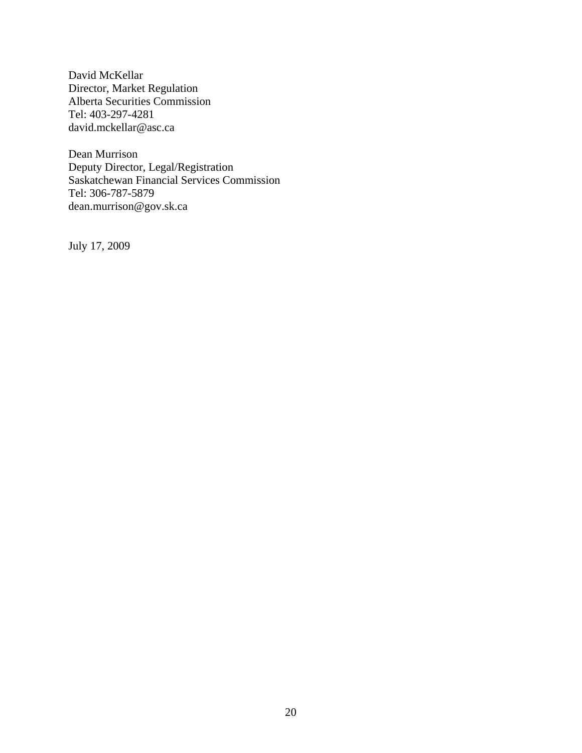David McKellar
Director, Market Regulation
Alberta Securities Commission
Tel: 403-297-4281
david.mckellar@asc.ca

Dean Murrison
Deputy Director, Legal/Registration
Saskatchewan Financial Services Commission
Tel: 306-787-5879
dean.murrison@gov.sk.ca

July 17, 2009